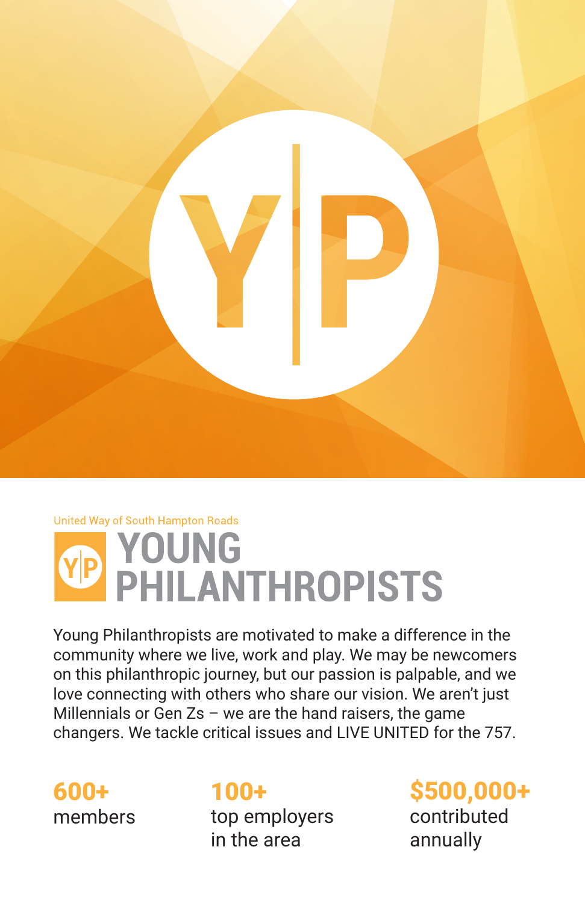United Way of South Hampton Roads

# YOUNG PHILANTHROPISTS

Young Philanthropists are motivated to make a difference in the community where we live, work and play. We may be newcomers on this philanthropic journey, but our passion is palpable, and we love connecting with others who share our vision. We aren't just Millennials or Gen Zs – we are the hand raisers, the game changers. We tackle critical issues and LIVE UNITED for the 757.

**600+**
members

**100+**
top employers in the area

**$500,000+**
contributed annually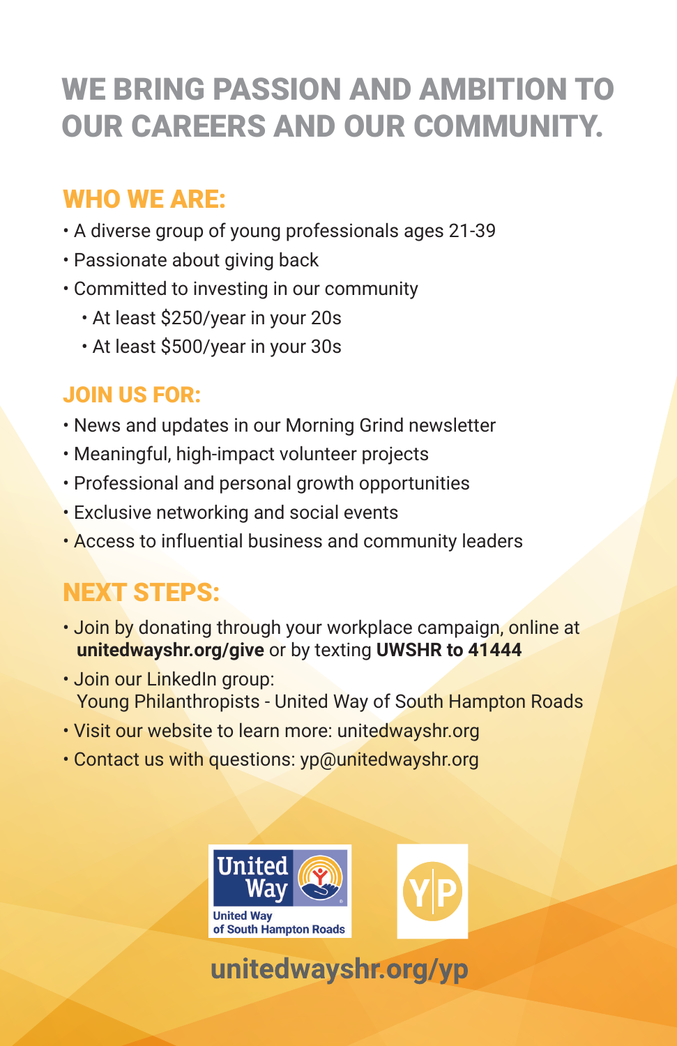# WE BRING PASSION AND AMBITION TO OUR CAREERS AND OUR COMMUNITY.

## WHO WE ARE:

- A diverse group of young professionals ages 21-39
- Passionate about giving back
- Committed to investing in our community
  - At least $250/year in your 20s
  - At least $500/year in your 30s

## JOIN US FOR:

- News and updates in our Morning Grind newsletter
- Meaningful, high-impact volunteer projects
- Professional and personal growth opportunities
- Exclusive networking and social events
- Access to influential business and community leaders

## NEXT STEPS:

- Join by donating through your workplace campaign, online at **unitedwayshr.org/give** or by texting **UWSHR to 41444**
- Join our LinkedIn group: Young Philanthropists - United Way of South Hampton Roads
- Visit our website to learn more: unitedwayshr.org
- Contact us with questions: yp@unitedwayshr.org

United Way of South Hampton Roads

YP

**unitedwayshr.org/yp**